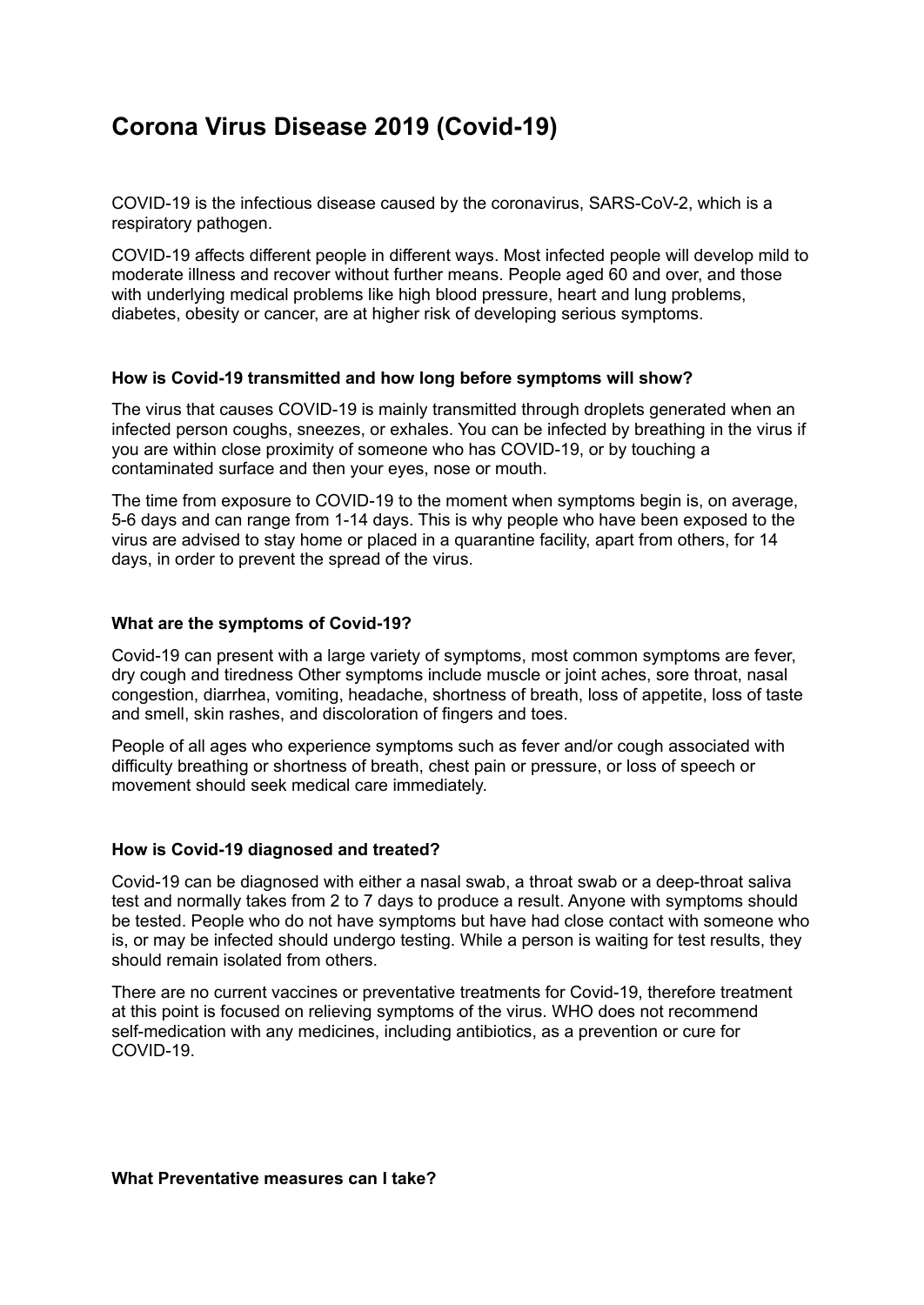# Corona Virus Disease 2019 (Covid-19)

COVID-19 is the infectious disease caused by the coronavirus, SARS-CoV-2, which is a respiratory pathogen.

COVID-19 affects different people in different ways. Most infected people will develop mild to moderate illness and recover without further means. People aged 60 and over, and those with underlying medical problems like high blood pressure, heart and lung problems, diabetes, obesity or cancer, are at higher risk of developing serious symptoms.

### How is Covid-19 transmitted and how long before symptoms will show?

The virus that causes COVID-19 is mainly transmitted through droplets generated when an infected person coughs, sneezes, or exhales. You can be infected by breathing in the virus if you are within close proximity of someone who has COVID-19, or by touching a contaminated surface and then your eyes, nose or mouth.

The time from exposure to COVID-19 to the moment when symptoms begin is, on average, 5-6 days and can range from 1-14 days. This is why people who have been exposed to the virus are advised to stay home or placed in a quarantine facility, apart from others, for 14 days, in order to prevent the spread of the virus.

### What are the symptoms of Covid-19?

Covid-19 can present with a large variety of symptoms, most common symptoms are fever, dry cough and tiredness Other symptoms include muscle or joint aches, sore throat, nasal congestion, diarrhea, vomiting, headache, shortness of breath, loss of appetite, loss of taste and smell, skin rashes, and discoloration of fingers and toes.

People of all ages who experience symptoms such as fever and/or cough associated with difficulty breathing or shortness of breath, chest pain or pressure, or loss of speech or movement should seek medical care immediately.

### How is Covid-19 diagnosed and treated?

Covid-19 can be diagnosed with either a nasal swab, a throat swab or a deep-throat saliva test and normally takes from 2 to 7 days to produce a result. Anyone with symptoms should be tested. People who do not have symptoms but have had close contact with someone who is, or may be infected should undergo testing. While a person is waiting for test results, they should remain isolated from others.

There are no current vaccines or preventative treatments for Covid-19, therefore treatment at this point is focused on relieving symptoms of the virus. WHO does not recommend self-medication with any medicines, including antibiotics, as a prevention or cure for COVID-19.

### What Preventative measures can I take?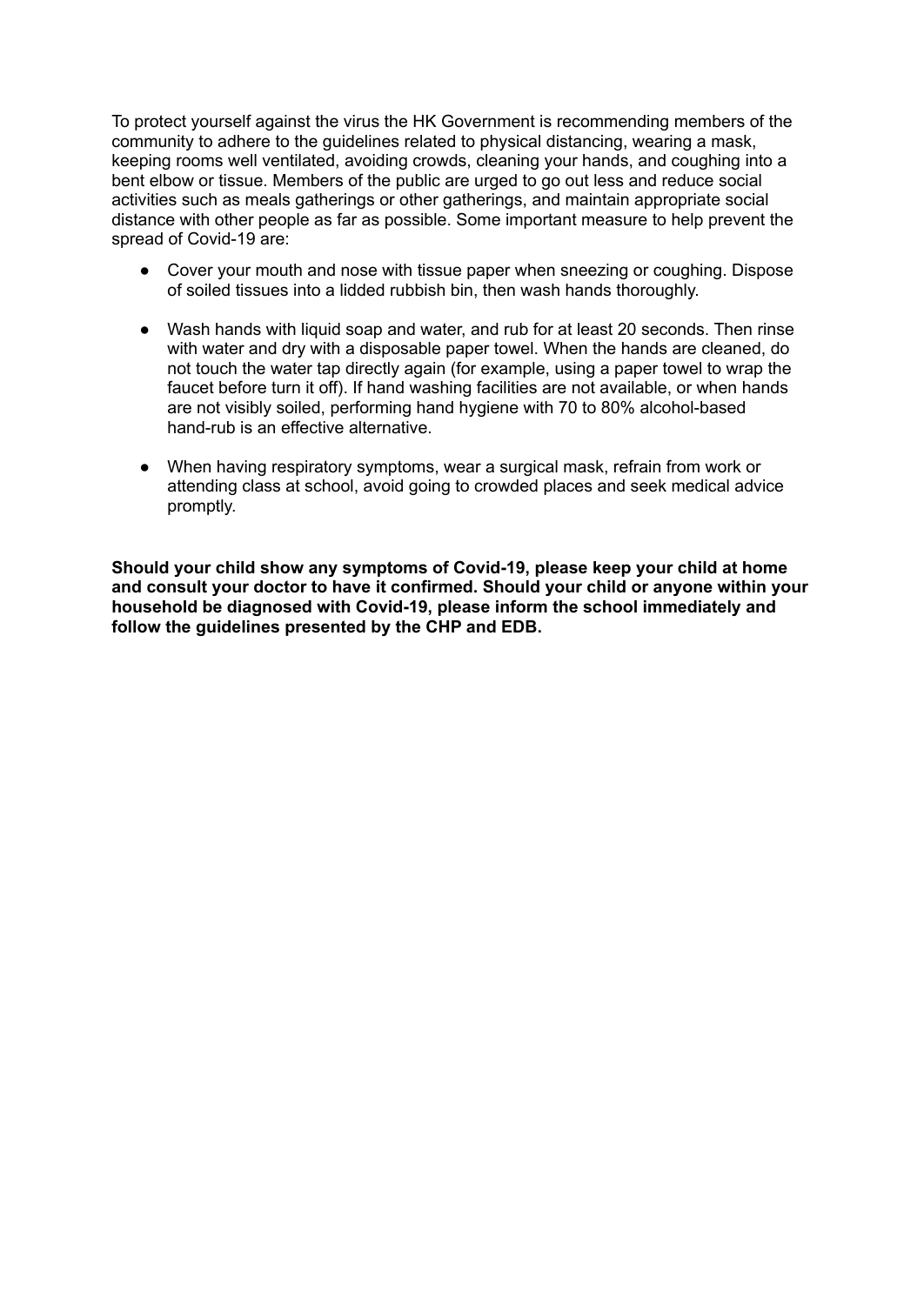To protect yourself against the virus the HK Government is recommending members of the community to adhere to the guidelines related to physical distancing, wearing a mask, keeping rooms well ventilated, avoiding crowds, cleaning your hands, and coughing into a bent elbow or tissue. Members of the public are urged to go out less and reduce social activities such as meals gatherings or other gatherings, and maintain appropriate social distance with other people as far as possible. Some important measure to help prevent the spread of Covid-19 are:

- Cover your mouth and nose with tissue paper when sneezing or coughing. Dispose of soiled tissues into a lidded rubbish bin, then wash hands thoroughly.
- Wash hands with liquid soap and water, and rub for at least 20 seconds. Then rinse with water and dry with a disposable paper towel. When the hands are cleaned, do not touch the water tap directly again (for example, using a paper towel to wrap the faucet before turn it off). If hand washing facilities are not available, or when hands are not visibly soiled, performing hand hygiene with 70 to 80% alcohol-based hand-rub is an effective alternative.
- When having respiratory symptoms, wear a surgical mask, refrain from work or attending class at school, avoid going to crowded places and seek medical advice promptly.

**Should your child show any symptoms of Covid-19, please keep your child at home and consult your doctor to have it confirmed. Should your child or anyone within your household be diagnosed with Covid-19, please inform the school immediately and follow the guidelines presented by the CHP and EDB.**